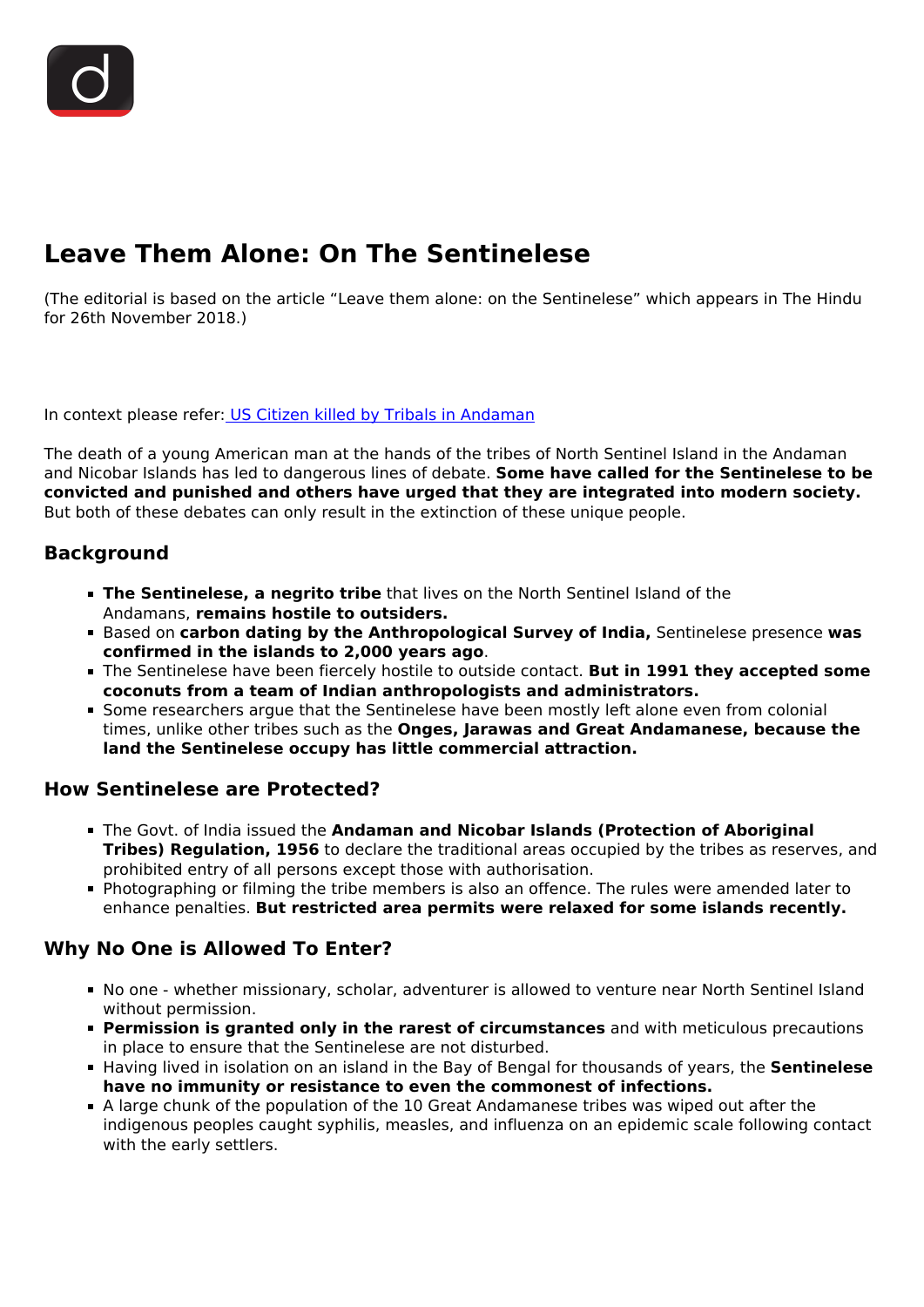# Leave Them Alone: On The Sentinelese

(The editorial is based on the article "Leave them alone: on the Sentinelese" which appears in The Hindu for 26th November 2018.)

In context please refer: [US Citizen killed by Tribals in Andaman]()

The death of a young American man at the hands of the tribes of North Sentinel Island in the Andaman and Nicobar Islands has led to dangerous lines of debate. **Some have called for the Sentinelese to be convicted and punished and others have urged that they are integrated into modern society.** But both of these debates can only result in the extinction of these unique people.

## Background

- **The Sentinelese, a negrito tribe** that lives on the North Sentinel Island of the Andamans, **remains hostile to outsiders.**
- Based on **carbon dating by the Anthropological Survey of India,** Sentinelese presence **was confirmed in the islands to 2,000 years ago**.
- The Sentinelese have been fiercely hostile to outside contact. **But in 1991 they accepted some coconuts from a team of Indian anthropologists and administrators.**
- Some researchers argue that the Sentinelese have been mostly left alone even from colonial times, unlike other tribes such as the **Onges, Jarawas and Great Andamanese, because the land the Sentinelese occupy has little commercial attraction.**

## How Sentinelese are Protected?

- The Govt. of India issued the **Andaman and Nicobar Islands (Protection of Aboriginal Tribes) Regulation, 1956** to declare the traditional areas occupied by the tribes as reserves, and prohibited entry of all persons except those with authorisation.
- Photographing or filming the tribe members is also an offence. The rules were amended later to enhance penalties. **But restricted area permits were relaxed for some islands recently.**

## Why No One is Allowed To Enter?

- No one - whether missionary, scholar, adventurer is allowed to venture near North Sentinel Island without permission.
- **Permission is granted only in the rarest of circumstances** and with meticulous precautions in place to ensure that the Sentinelese are not disturbed.
- Having lived in isolation on an island in the Bay of Bengal for thousands of years, the **Sentinelese have no immunity or resistance to even the commonest of infections.**
- A large chunk of the population of the 10 Great Andamanese tribes was wiped out after the indigenous peoples caught syphilis, measles, and influenza on an epidemic scale following contact with the early settlers.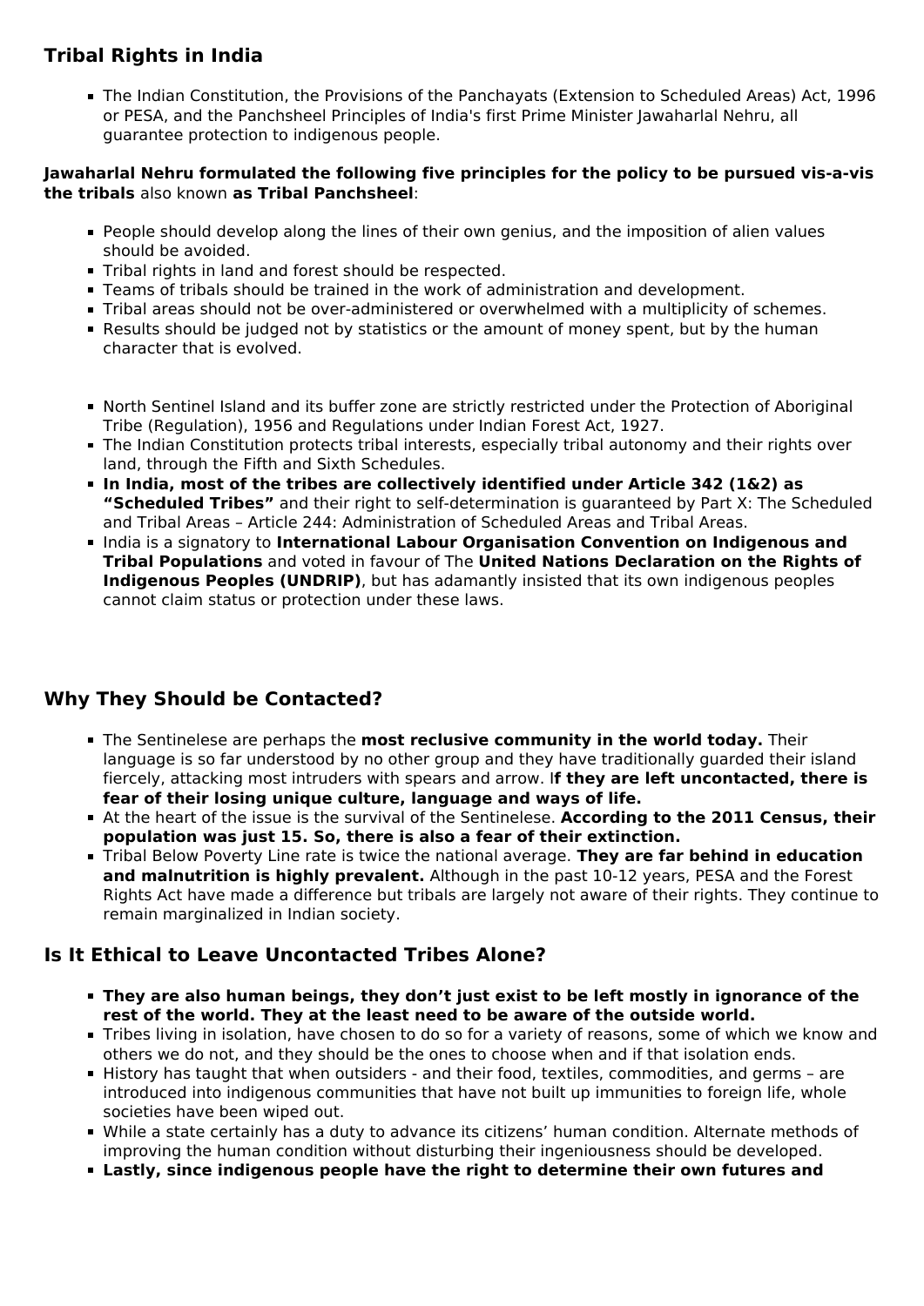## Tribal Rights in India

- The Indian Constitution, the Provisions of the Panchayats (Extension to Scheduled Areas) Act, 1996 or PESA, and the Panchsheel Principles of India's first Prime Minister Jawaharlal Nehru, all guarantee protection to indigenous people.

**Jawaharlal Nehru formulated the following five principles for the policy to be pursued vis-a-vis the tribals** also known **as Tribal Panchsheel**:

- People should develop along the lines of their own genius, and the imposition of alien values should be avoided.
- Tribal rights in land and forest should be respected.
- Teams of tribals should be trained in the work of administration and development.
- Tribal areas should not be over-administered or overwhelmed with a multiplicity of schemes.
- Results should be judged not by statistics or the amount of money spent, but by the human character that is evolved.

- North Sentinel Island and its buffer zone are strictly restricted under the Protection of Aboriginal Tribe (Regulation), 1956 and Regulations under Indian Forest Act, 1927.
- The Indian Constitution protects tribal interests, especially tribal autonomy and their rights over land, through the Fifth and Sixth Schedules.
- **In India, most of the tribes are collectively identified under Article 342 (1&2) as "Scheduled Tribes"** and their right to self-determination is guaranteed by Part X: The Scheduled and Tribal Areas – Article 244: Administration of Scheduled Areas and Tribal Areas.
- India is a signatory to **International Labour Organisation Convention on Indigenous and Tribal Populations** and voted in favour of The **United Nations Declaration on the Rights of Indigenous Peoples (UNDRIP)**, but has adamantly insisted that its own indigenous peoples cannot claim status or protection under these laws.

## Why They Should be Contacted?

- The Sentinelese are perhaps the **most reclusive community in the world today.** Their language is so far understood by no other group and they have traditionally guarded their island fiercely, attacking most intruders with spears and arrow. I**f they are left uncontacted, there is fear of their losing unique culture, language and ways of life.**
- At the heart of the issue is the survival of the Sentinelese. **According to the 2011 Census, their population was just 15. So, there is also a fear of their extinction.**
- Tribal Below Poverty Line rate is twice the national average. **They are far behind in education and malnutrition is highly prevalent.** Although in the past 10-12 years, PESA and the Forest Rights Act have made a difference but tribals are largely not aware of their rights. They continue to remain marginalized in Indian society.

## Is It Ethical to Leave Uncontacted Tribes Alone?

- **They are also human beings, they don't just exist to be left mostly in ignorance of the rest of the world. They at the least need to be aware of the outside world.**
- Tribes living in isolation, have chosen to do so for a variety of reasons, some of which we know and others we do not, and they should be the ones to choose when and if that isolation ends.
- History has taught that when outsiders - and their food, textiles, commodities, and germs – are introduced into indigenous communities that have not built up immunities to foreign life, whole societies have been wiped out.
- While a state certainly has a duty to advance its citizens' human condition. Alternate methods of improving the human condition without disturbing their ingeniousness should be developed.
- **Lastly, since indigenous people have the right to determine their own futures and**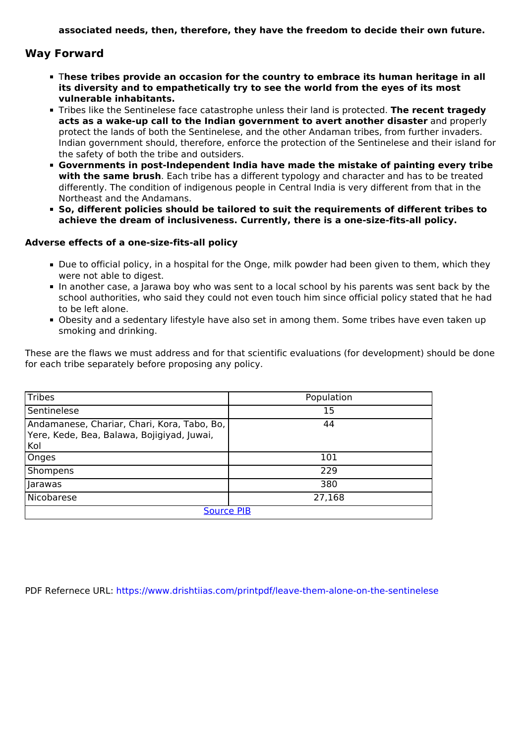**associated needs, then, therefore, they have the freedom to decide their own future.**

## Way Forward

- T**hese tribes provide an occasion for the country to embrace its human heritage in all its diversity and to empathetically try to see the world from the eyes of its most vulnerable inhabitants.**
- Tribes like the Sentinelese face catastrophe unless their land is protected. **The recent tragedy acts as a wake-up call to the Indian government to avert another disaster** and properly protect the lands of both the Sentinelese, and the other Andaman tribes, from further invaders. Indian government should, therefore, enforce the protection of the Sentinelese and their island for the safety of both the tribe and outsiders.
- **Governments in post-Independent India have made the mistake of painting every tribe with the same brush**. Each tribe has a different typology and character and has to be treated differently. The condition of indigenous people in Central India is very different from that in the Northeast and the Andamans.
- **So, different policies should be tailored to suit the requirements of different tribes to achieve the dream of inclusiveness. Currently, there is a one-size-fits-all policy.**

**Adverse effects of a one-size-fits-all policy**

- Due to official policy, in a hospital for the Onge, milk powder had been given to them, which they were not able to digest.
- In another case, a Jarawa boy who was sent to a local school by his parents was sent back by the school authorities, who said they could not even touch him since official policy stated that he had to be left alone.
- Obesity and a sedentary lifestyle have also set in among them. Some tribes have even taken up smoking and drinking.

These are the flaws we must address and for that scientific evaluations (for development) should be done for each tribe separately before proposing any policy.

| Tribes | Population |
| --- | --- |
| Sentinelese | 15 |
| Andamanese, Chariar, Chari, Kora, Tabo, Bo, Yere, Kede, Bea, Balawa, Bojigiyad, Juwai, Kol | 44 |
| Onges | 101 |
| Shompens | 229 |
| Jarawas | 380 |
| Nicobarese | 27,168 |
| Source PIB | |

PDF Refernece URL: https://www.drishtiias.com/printpdf/leave-them-alone-on-the-sentinelese